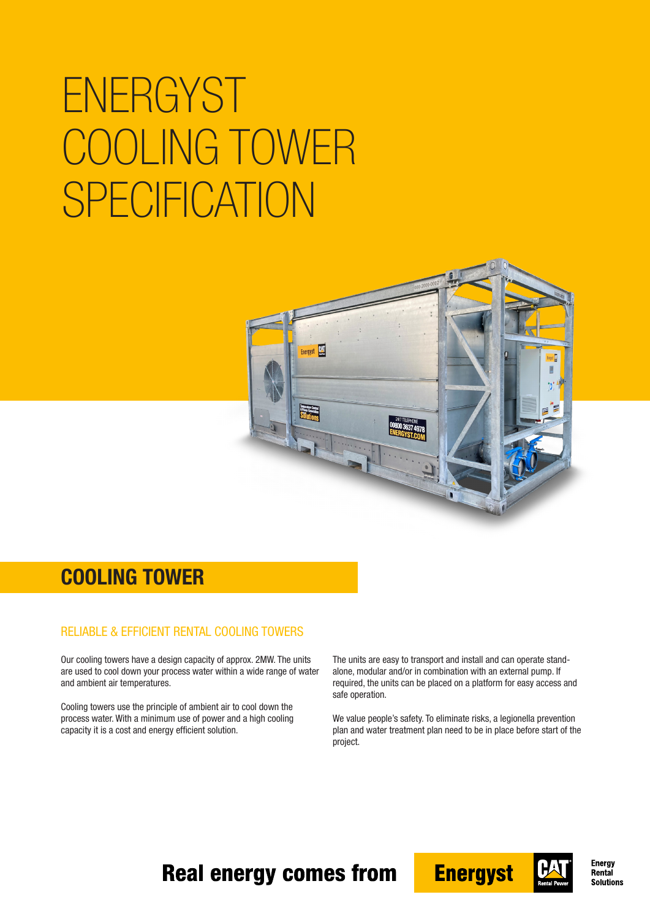# ENERGYST COOLING TOWER SPECIFICATION

## COOLING TOWER

### RELIABLE & EFFICIENT RENTAL COOLING TOWERS

Our cooling towers have a design capacity of approx. 2MW. The units are used to cool down your process water within a wide range of water and ambient air temperatures.

Cooling towers use the principle of ambient air to cool down the process water. With a minimum use of power and a high cooling capacity it is a cost and energy efficient solution.

The units are easy to transport and install and can operate stand-alone, modular and/or in combination with an external pump. If required, the units can be placed on a platform for easy access and safe operation.

We value people's safety. To eliminate risks, a legionella prevention plan and water treatment plan need to be in place before start of the project.

**Real energy comes from Energyst**

CAT Rental Power

Energy Rental Solutions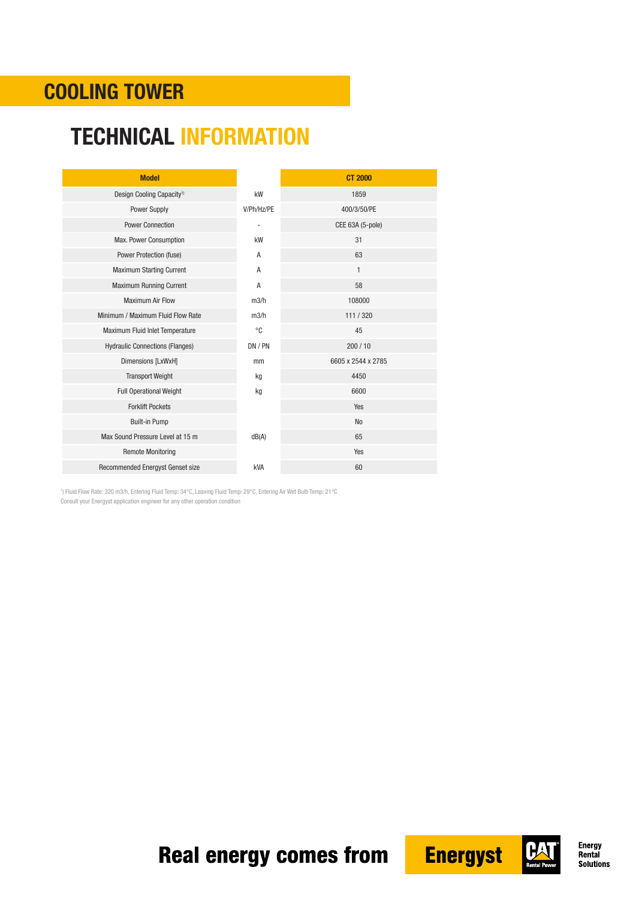# COOLING TOWER

## TECHNICAL INFORMATION

| Model | | CT 2000 |
|---|---|---|
| Design Cooling Capacity[1] | kW | 1859 |
| Power Supply | V/Ph/Hz/PE | 400/3/50/PE |
| Power Connection | - | CEE 63A (5-pole) |
| Max. Power Consumption | kW | 31 |
| Power Protection (fuse) | A | 63 |
| Maximum Starting Current | A | 1 |
| Maximum Running Current | A | 58 |
| Maximum Air Flow | m3/h | 108000 |
| Minimum / Maximum Fluid Flow Rate | m3/h | 111 / 320 |
| Maximum Fluid Inlet Temperature | °C | 45 |
| Hydraulic Connections (Flanges) | DN / PN | 200 / 10 |
| Dimensions [LxWxH] | mm | 6605 x 2544 x 2785 |
| Transport Weight | kg | 4450 |
| Full Operational Weight | kg | 6600 |
| Forklift Pockets | | Yes |
| Built-in Pump | | No |
| Max Sound Pressure Level at 15 m | dB(A) | 65 |
| Remote Monitoring | | Yes |
| Recommended Energyst Genset size | kVA | 60 |

[1]) Fluid Flow Rate: 320 m3/h, Entering Fluid Temp: 34°C, Leaving Fluid Temp: 29°C, Entering Air Wet Bulb Temp: 21°C
Consult your Energyst application engineer for any other operation condition

Real energy comes from **Energyst** CAT Rental Power Energy Rental Solutions